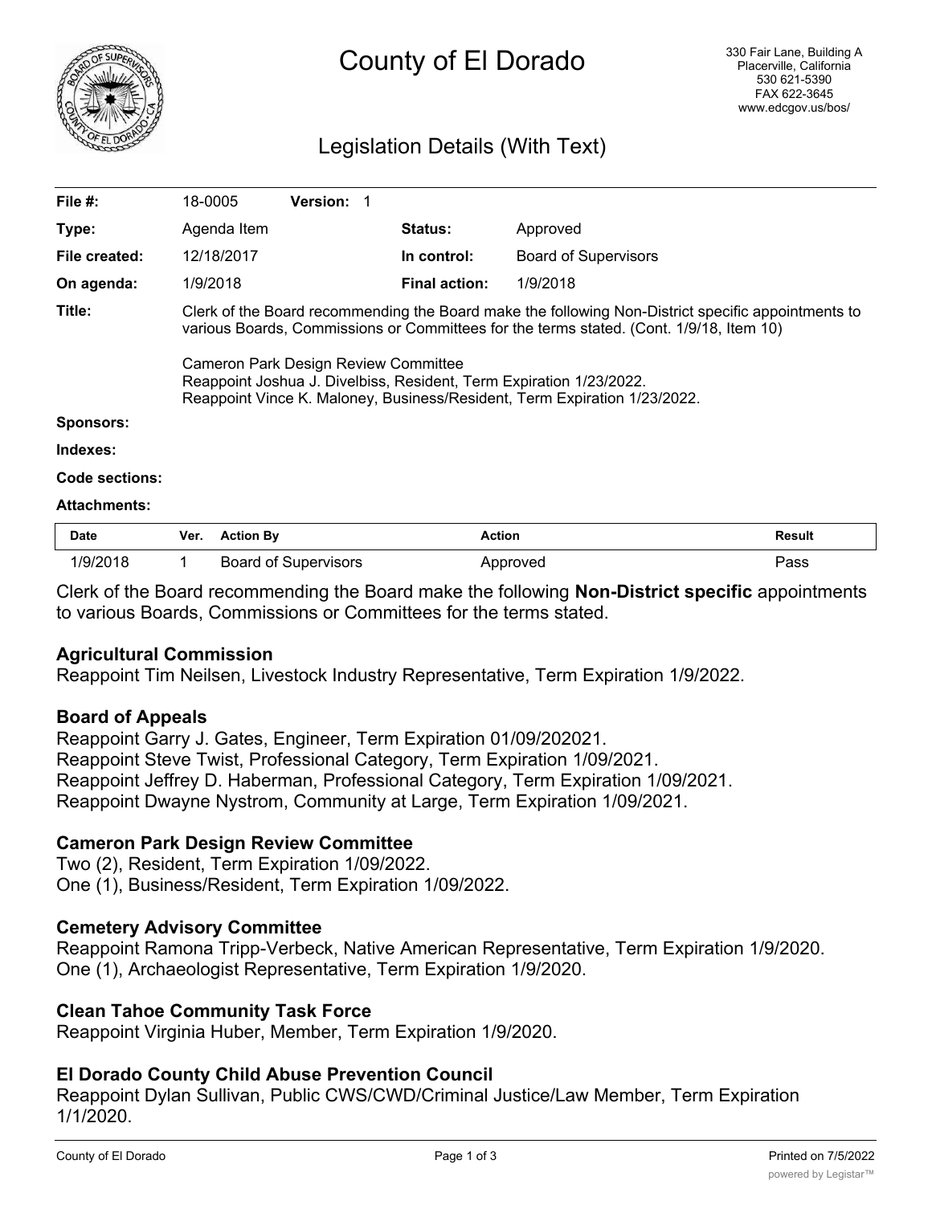# County of El Dorado

330 Fair Lane, Building A
Placerville, California
530 621-5390
FAX 622-3645
www.edcgov.us/bos/

## Legislation Details (With Text)

| | | | |
|---|---|---|---|
| **File #:** | 18-0005 **Version:** 1 | | |
| **Type:** | Agenda Item | **Status:** | Approved |
| **File created:** | 12/18/2017 | **In control:** | Board of Supervisors |
| **On agenda:** | 1/9/2018 | **Final action:** | 1/9/2018 |

**Title:** Clerk of the Board recommending the Board make the following Non-District specific appointments to various Boards, Commissions or Committees for the terms stated. (Cont. 1/9/18, Item 10)

Cameron Park Design Review Committee
Reappoint Joshua J. Divelbiss, Resident, Term Expiration 1/23/2022.
Reappoint Vince K. Maloney, Business/Resident, Term Expiration 1/23/2022.

**Sponsors:**

**Indexes:**

**Code sections:**

**Attachments:**

| Date | Ver. | Action By | Action | Result |
|---|---|---|---|---|
| 1/9/2018 | 1 | Board of Supervisors | Approved | Pass |

Clerk of the Board recommending the Board make the following **Non-District specific** appointments to various Boards, Commissions or Committees for the terms stated.

### Agricultural Commission
Reappoint Tim Neilsen, Livestock Industry Representative, Term Expiration 1/9/2022.

### Board of Appeals
Reappoint Garry J. Gates, Engineer, Term Expiration 01/09/202021.
Reappoint Steve Twist, Professional Category, Term Expiration 1/09/2021.
Reappoint Jeffrey D. Haberman, Professional Category, Term Expiration 1/09/2021.
Reappoint Dwayne Nystrom, Community at Large, Term Expiration 1/09/2021.

### Cameron Park Design Review Committee
Two (2), Resident, Term Expiration 1/09/2022.
One (1), Business/Resident, Term Expiration 1/09/2022.

### Cemetery Advisory Committee
Reappoint Ramona Tripp-Verbeck, Native American Representative, Term Expiration 1/9/2020.
One (1), Archaeologist Representative, Term Expiration 1/9/2020.

### Clean Tahoe Community Task Force
Reappoint Virginia Huber, Member, Term Expiration 1/9/2020.

### El Dorado County Child Abuse Prevention Council
Reappoint Dylan Sullivan, Public CWS/CWD/Criminal Justice/Law Member, Term Expiration 1/1/2020.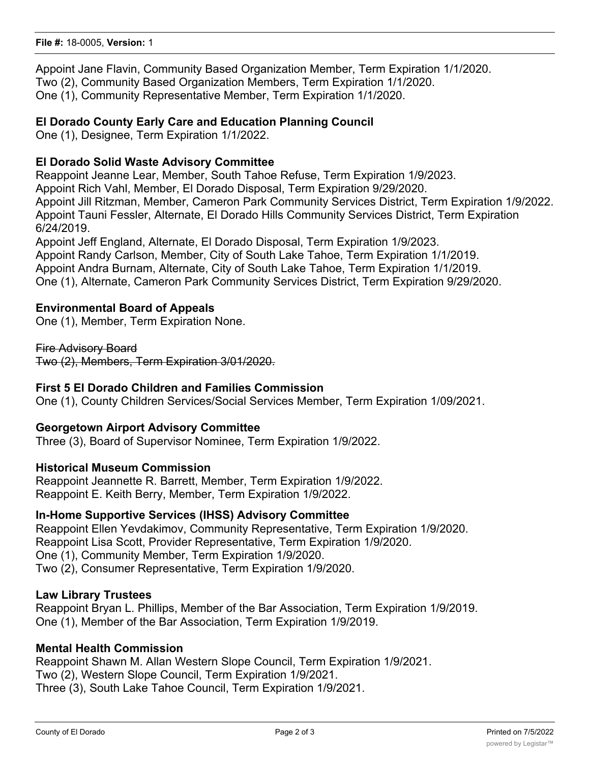Appoint Jane Flavin, Community Based Organization Member, Term Expiration 1/1/2020.
Two (2), Community Based Organization Members, Term Expiration 1/1/2020.
One (1), Community Representative Member, Term Expiration 1/1/2020.

**El Dorado County Early Care and Education Planning Council**
One (1), Designee, Term Expiration 1/1/2022.

**El Dorado Solid Waste Advisory Committee**
Reappoint Jeanne Lear, Member, South Tahoe Refuse, Term Expiration 1/9/2023.
Appoint Rich Vahl, Member, El Dorado Disposal, Term Expiration 9/29/2020.
Appoint Jill Ritzman, Member, Cameron Park Community Services District, Term Expiration 1/9/2022.
Appoint Tauni Fessler, Alternate, El Dorado Hills Community Services District, Term Expiration 6/24/2019.
Appoint Jeff England, Alternate, El Dorado Disposal, Term Expiration 1/9/2023.
Appoint Randy Carlson, Member, City of South Lake Tahoe, Term Expiration 1/1/2019.
Appoint Andra Burnam, Alternate, City of South Lake Tahoe, Term Expiration 1/1/2019.
One (1), Alternate, Cameron Park Community Services District, Term Expiration 9/29/2020.

**Environmental Board of Appeals**
One (1), Member, Term Expiration None.

~~Fire Advisory Board~~
~~Two (2), Members, Term Expiration 3/01/2020.~~

**First 5 El Dorado Children and Families Commission**
One (1), County Children Services/Social Services Member, Term Expiration 1/09/2021.

**Georgetown Airport Advisory Committee**
Three (3), Board of Supervisor Nominee, Term Expiration 1/9/2022.

**Historical Museum Commission**
Reappoint Jeannette R. Barrett, Member, Term Expiration 1/9/2022.
Reappoint E. Keith Berry, Member, Term Expiration 1/9/2022.

**In-Home Supportive Services (IHSS) Advisory Committee**
Reappoint Ellen Yevdakimov, Community Representative, Term Expiration 1/9/2020.
Reappoint Lisa Scott, Provider Representative, Term Expiration 1/9/2020.
One (1), Community Member, Term Expiration 1/9/2020.
Two (2), Consumer Representative, Term Expiration 1/9/2020.

**Law Library Trustees**
Reappoint Bryan L. Phillips, Member of the Bar Association, Term Expiration 1/9/2019.
One (1), Member of the Bar Association, Term Expiration 1/9/2019.

**Mental Health Commission**
Reappoint Shawn M. Allan Western Slope Council, Term Expiration 1/9/2021.
Two (2), Western Slope Council, Term Expiration 1/9/2021.
Three (3), South Lake Tahoe Council, Term Expiration 1/9/2021.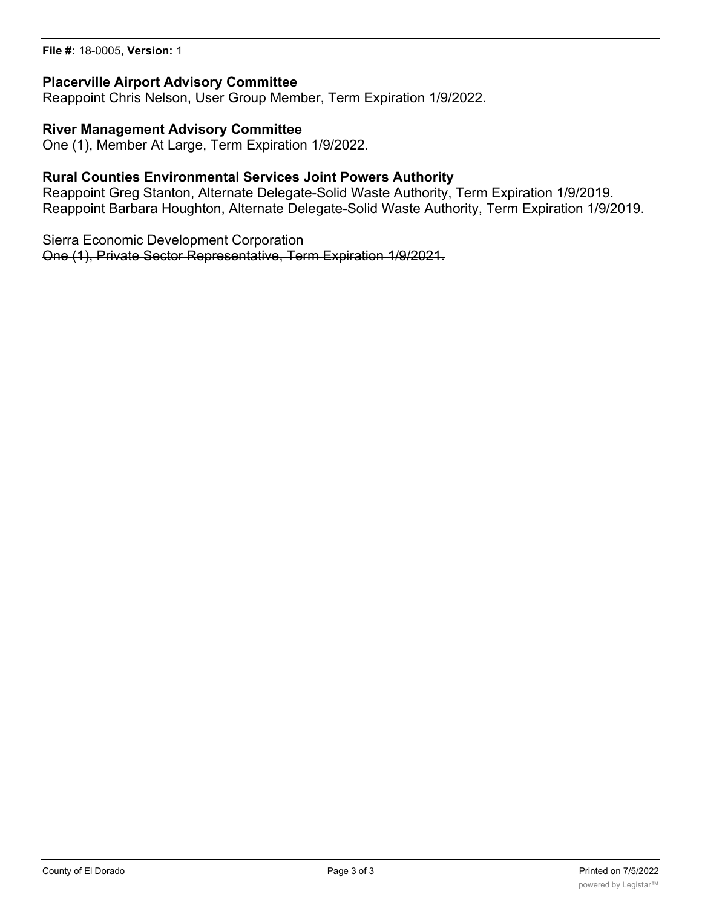**Placerville Airport Advisory Committee**
Reappoint Chris Nelson, User Group Member, Term Expiration 1/9/2022.

**River Management Advisory Committee**
One (1), Member At Large, Term Expiration 1/9/2022.

**Rural Counties Environmental Services Joint Powers Authority**
Reappoint Greg Stanton, Alternate Delegate-Solid Waste Authority, Term Expiration 1/9/2019.
Reappoint Barbara Houghton, Alternate Delegate-Solid Waste Authority, Term Expiration 1/9/2019.

~~Sierra Economic Development Corporation~~
~~One (1), Private Sector Representative, Term Expiration 1/9/2021.~~